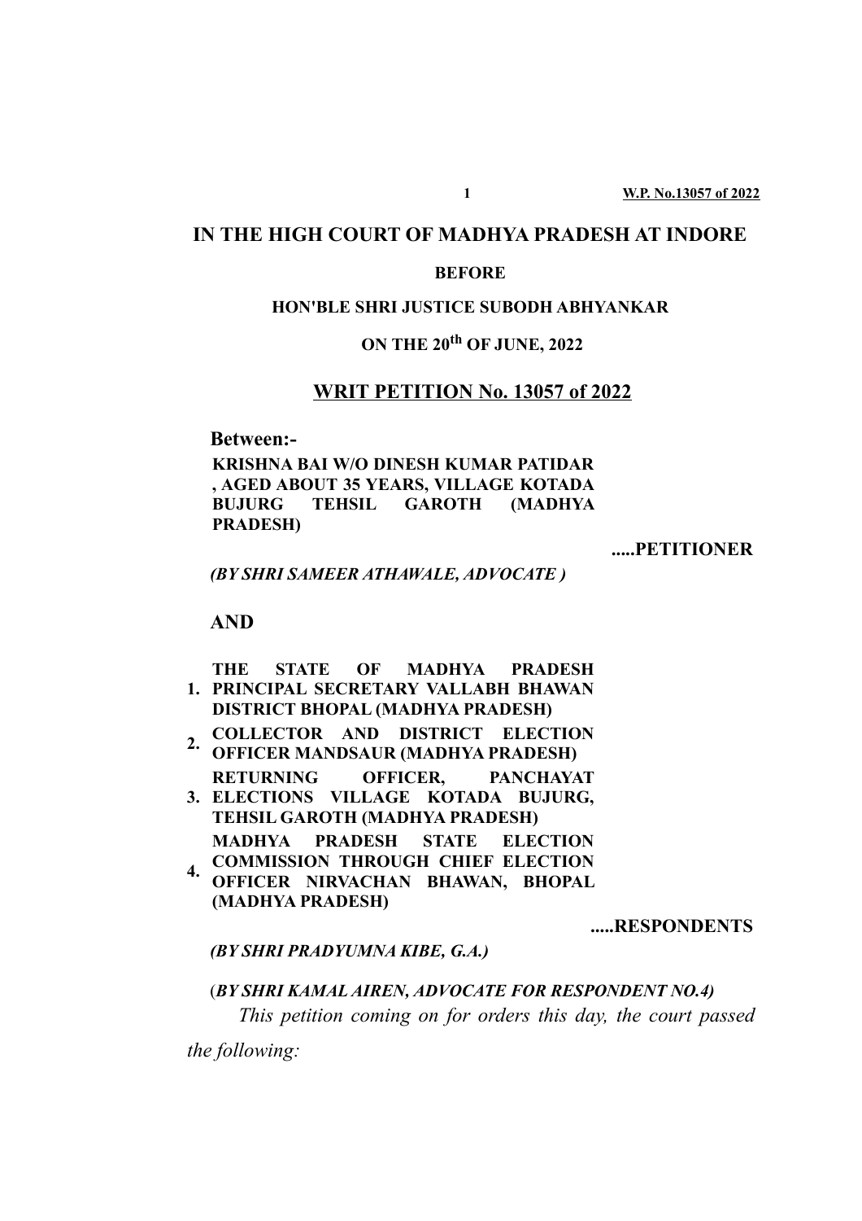# IN THE HIGH COURT OF MADHYA PRADESH AT INDORE

**BEFORE**

**HON'BLE SHRI JUSTICE SUBODH ABHYANKAR**

**ON THE 20th OF JUNE, 2022**

## WRIT PETITION No. 13057 of 2022

**Between:-**

**KRISHNA BAI W/O DINESH KUMAR PATIDAR , AGED ABOUT 35 YEARS, VILLAGE KOTADA BUJURG TEHSIL GAROTH (MADHYA PRADESH)**

**.....PETITIONER**

***(BY SHRI SAMEER ATHAWALE, ADVOCATE )***

**AND**

1. **THE STATE OF MADHYA PRADESH PRINCIPAL SECRETARY VALLABH BHAWAN DISTRICT BHOPAL (MADHYA PRADESH)**
2. **COLLECTOR AND DISTRICT ELECTION OFFICER MANDSAUR (MADHYA PRADESH)**
3. **RETURNING OFFICER, PANCHAYAT ELECTIONS VILLAGE KOTADA BUJURG, TEHSIL GAROTH (MADHYA PRADESH)**
4. **MADHYA PRADESH STATE ELECTION COMMISSION THROUGH CHIEF ELECTION OFFICER NIRVACHAN BHAWAN, BHOPAL (MADHYA PRADESH)**

**.....RESPONDENTS**

***(BY SHRI PRADYUMNA KIBE, G.A.)***

(***BY SHRI KAMAL AIREN, ADVOCATE FOR RESPONDENT NO.4)***

*This petition coming on for orders this day, the court passed the following:*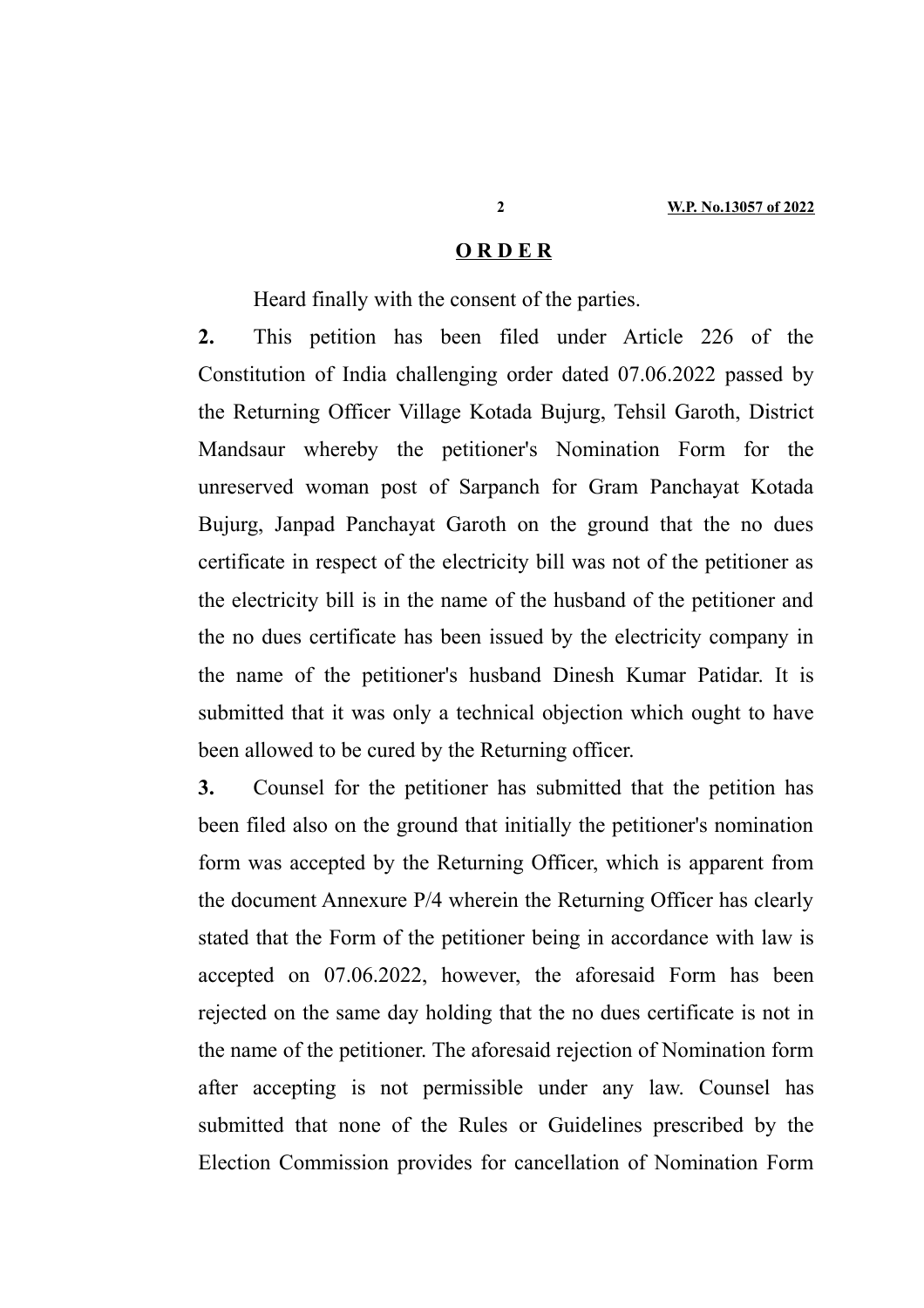# O R D E R

Heard finally with the consent of the parties.

**2.** This petition has been filed under Article 226 of the Constitution of India challenging order dated 07.06.2022 passed by the Returning Officer Village Kotada Bujurg, Tehsil Garoth, District Mandsaur whereby the petitioner's Nomination Form for the unreserved woman post of Sarpanch for Gram Panchayat Kotada Bujurg, Janpad Panchayat Garoth on the ground that the no dues certificate in respect of the electricity bill was not of the petitioner as the electricity bill is in the name of the husband of the petitioner and the no dues certificate has been issued by the electricity company in the name of the petitioner's husband Dinesh Kumar Patidar. It is submitted that it was only a technical objection which ought to have been allowed to be cured by the Returning officer.

**3.** Counsel for the petitioner has submitted that the petition has been filed also on the ground that initially the petitioner's nomination form was accepted by the Returning Officer, which is apparent from the document Annexure P/4 wherein the Returning Officer has clearly stated that the Form of the petitioner being in accordance with law is accepted on 07.06.2022, however, the aforesaid Form has been rejected on the same day holding that the no dues certificate is not in the name of the petitioner. The aforesaid rejection of Nomination form after accepting is not permissible under any law. Counsel has submitted that none of the Rules or Guidelines prescribed by the Election Commission provides for cancellation of Nomination Form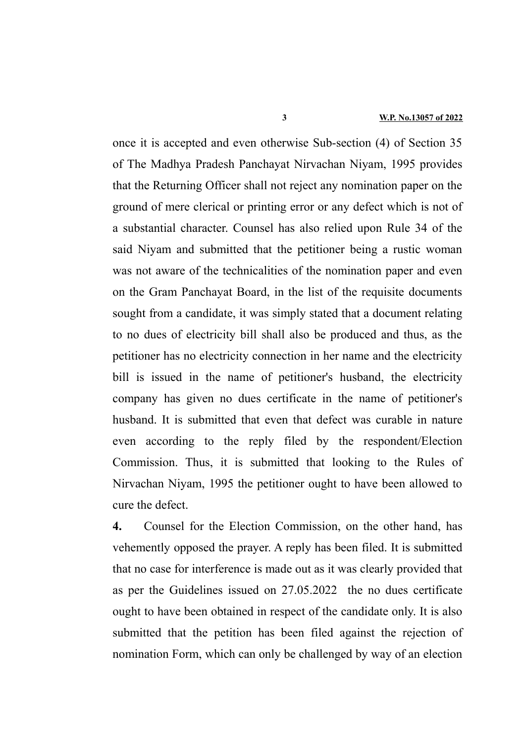once it is accepted and even otherwise Sub-section (4) of Section 35 of The Madhya Pradesh Panchayat Nirvachan Niyam, 1995 provides that the Returning Officer shall not reject any nomination paper on the ground of mere clerical or printing error or any defect which is not of a substantial character. Counsel has also relied upon Rule 34 of the said Niyam and submitted that the petitioner being a rustic woman was not aware of the technicalities of the nomination paper and even on the Gram Panchayat Board, in the list of the requisite documents sought from a candidate, it was simply stated that a document relating to no dues of electricity bill shall also be produced and thus, as the petitioner has no electricity connection in her name and the electricity bill is issued in the name of petitioner's husband, the electricity company has given no dues certificate in the name of petitioner's husband. It is submitted that even that defect was curable in nature even according to the reply filed by the respondent/Election Commission. Thus, it is submitted that looking to the Rules of Nirvachan Niyam, 1995 the petitioner ought to have been allowed to cure the defect.

**4.** Counsel for the Election Commission, on the other hand, has vehemently opposed the prayer. A reply has been filed. It is submitted that no case for interference is made out as it was clearly provided that as per the Guidelines issued on 27.05.2022 the no dues certificate ought to have been obtained in respect of the candidate only. It is also submitted that the petition has been filed against the rejection of nomination Form, which can only be challenged by way of an election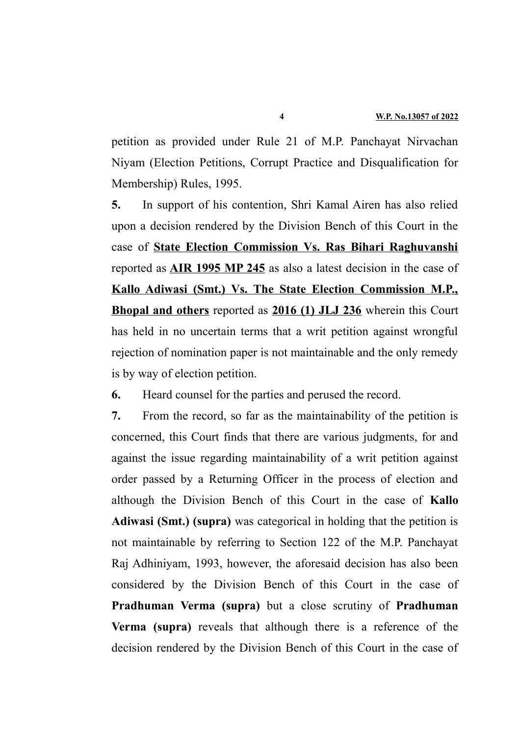petition as provided under Rule 21 of M.P. Panchayat Nirvachan Niyam (Election Petitions, Corrupt Practice and Disqualification for Membership) Rules, 1995.

**5.** In support of his contention, Shri Kamal Airen has also relied upon a decision rendered by the Division Bench of this Court in the case of **State Election Commission Vs. Ras Bihari Raghuvanshi** reported as **AIR 1995 MP 245** as also a latest decision in the case of **Kallo Adiwasi (Smt.) Vs. The State Election Commission M.P., Bhopal and others** reported as **2016 (1) JLJ 236** wherein this Court has held in no uncertain terms that a writ petition against wrongful rejection of nomination paper is not maintainable and the only remedy is by way of election petition.

**6.** Heard counsel for the parties and perused the record.

**7.** From the record, so far as the maintainability of the petition is concerned, this Court finds that there are various judgments, for and against the issue regarding maintainability of a writ petition against order passed by a Returning Officer in the process of election and although the Division Bench of this Court in the case of **Kallo Adiwasi (Smt.) (supra)** was categorical in holding that the petition is not maintainable by referring to Section 122 of the M.P. Panchayat Raj Adhiniyam, 1993, however, the aforesaid decision has also been considered by the Division Bench of this Court in the case of **Pradhuman Verma (supra)** but a close scrutiny of **Pradhuman Verma (supra)** reveals that although there is a reference of the decision rendered by the Division Bench of this Court in the case of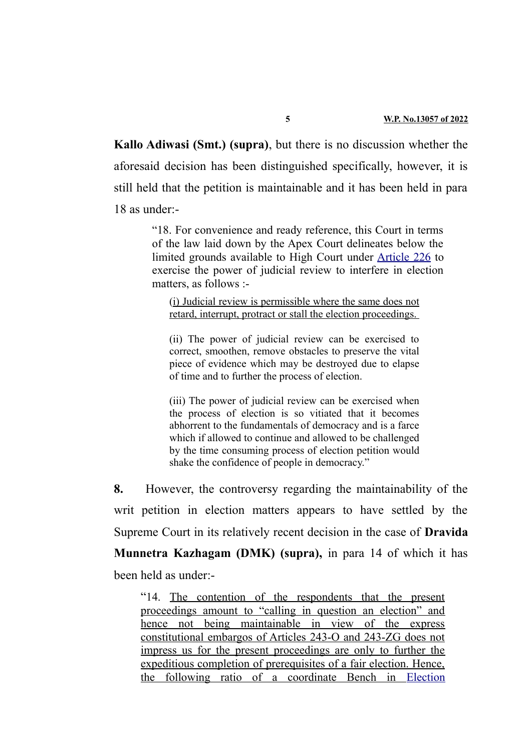**Kallo Adiwasi (Smt.) (supra)**, but there is no discussion whether the aforesaid decision has been distinguished specifically, however, it is still held that the petition is maintainable and it has been held in para 18 as under:-

> "18. For convenience and ready reference, this Court in terms of the law laid down by the Apex Court delineates below the limited grounds available to High Court under Article 226 to exercise the power of judicial review to interfere in election matters, as follows :-
>
> > (i) Judicial review is permissible where the same does not retard, interrupt, protract or stall the election proceedings.
> >
> > (ii) The power of judicial review can be exercised to correct, smoothen, remove obstacles to preserve the vital piece of evidence which may be destroyed due to elapse of time and to further the process of election.
> >
> > (iii) The power of judicial review can be exercised when the process of election is so vitiated that it becomes abhorrent to the fundamentals of democracy and is a farce which if allowed to continue and allowed to be challenged by the time consuming process of election petition would shake the confidence of people in democracy."

**8.** However, the controversy regarding the maintainability of the writ petition in election matters appears to have settled by the Supreme Court in its relatively recent decision in the case of **Dravida Munnetra Kazhagam (DMK) (supra),** in para 14 of which it has been held as under:-

> "14. The contention of the respondents that the present proceedings amount to "calling in question an election" and hence not being maintainable in view of the express constitutional embargos of Articles 243-O and 243-ZG does not impress us for the present proceedings are only to further the expeditious completion of prerequisites of a fair election. Hence, the following ratio of a coordinate Bench in Election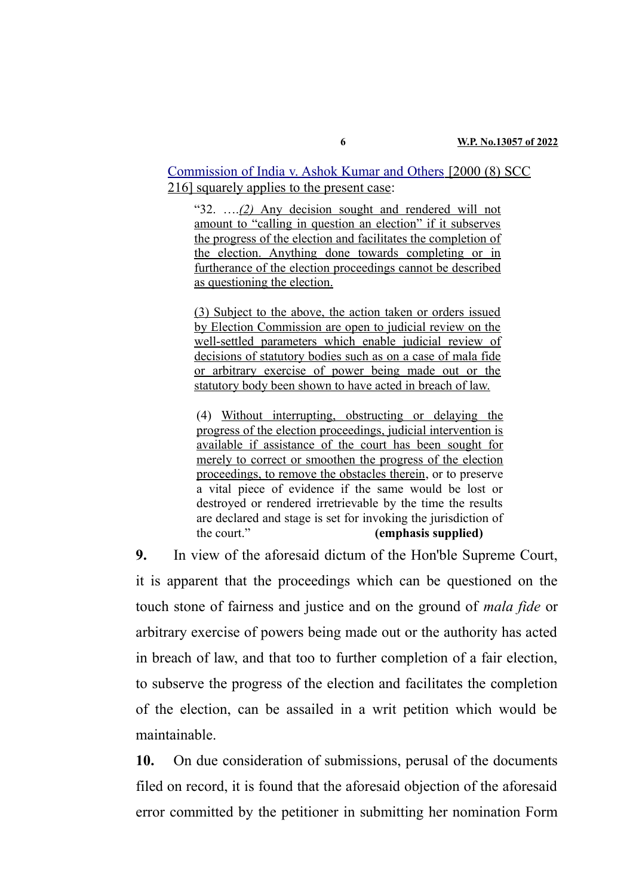Commission of India v. Ashok Kumar and Others [2000 (8) SCC 216] squarely applies to the present case:

> "32. ….*(2)* Any decision sought and rendered will not amount to "calling in question an election" if it subserves the progress of the election and facilitates the completion of the election. Anything done towards completing or in furtherance of the election proceedings cannot be described as questioning the election.
>
> (3) Subject to the above, the action taken or orders issued by Election Commission are open to judicial review on the well-settled parameters which enable judicial review of decisions of statutory bodies such as on a case of mala fide or arbitrary exercise of power being made out or the statutory body been shown to have acted in breach of law.
>
> (4) Without interrupting, obstructing or delaying the progress of the election proceedings, judicial intervention is available if assistance of the court has been sought for merely to correct or smoothen the progress of the election proceedings, to remove the obstacles therein, or to preserve a vital piece of evidence if the same would be lost or destroyed or rendered irretrievable by the time the results are declared and stage is set for invoking the jurisdiction of the court." **(emphasis supplied)**

**9.** In view of the aforesaid dictum of the Hon'ble Supreme Court, it is apparent that the proceedings which can be questioned on the touch stone of fairness and justice and on the ground of *mala fide* or arbitrary exercise of powers being made out or the authority has acted in breach of law, and that too to further completion of a fair election, to subserve the progress of the election and facilitates the completion of the election, can be assailed in a writ petition which would be maintainable.

**10.** On due consideration of submissions, perusal of the documents filed on record, it is found that the aforesaid objection of the aforesaid error committed by the petitioner in submitting her nomination Form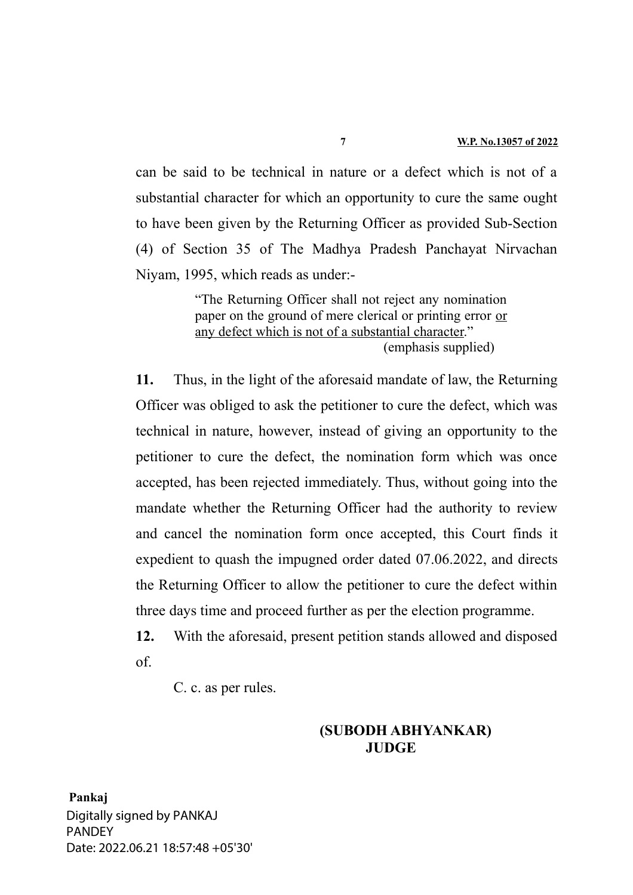can be said to be technical in nature or a defect which is not of a substantial character for which an opportunity to cure the same ought to have been given by the Returning Officer as provided Sub-Section (4) of Section 35 of The Madhya Pradesh Panchayat Nirvachan Niyam, 1995, which reads as under:-

> "The Returning Officer shall not reject any nomination paper on the ground of mere clerical or printing error <u>or any defect which is not of a substantial character</u>."
> (emphasis supplied)

**11.** Thus, in the light of the aforesaid mandate of law, the Returning Officer was obliged to ask the petitioner to cure the defect, which was technical in nature, however, instead of giving an opportunity to the petitioner to cure the defect, the nomination form which was once accepted, has been rejected immediately. Thus, without going into the mandate whether the Returning Officer had the authority to review and cancel the nomination form once accepted, this Court finds it expedient to quash the impugned order dated 07.06.2022, and directs the Returning Officer to allow the petitioner to cure the defect within three days time and proceed further as per the election programme.

**12.** With the aforesaid, present petition stands allowed and disposed of.

C. c. as per rules.

**(SUBODH ABHYANKAR)**
**JUDGE**

**Pankaj**

Digitally signed by PANKAJ PANDEY
Date: 2022.06.21 18:57:48 +05'30'